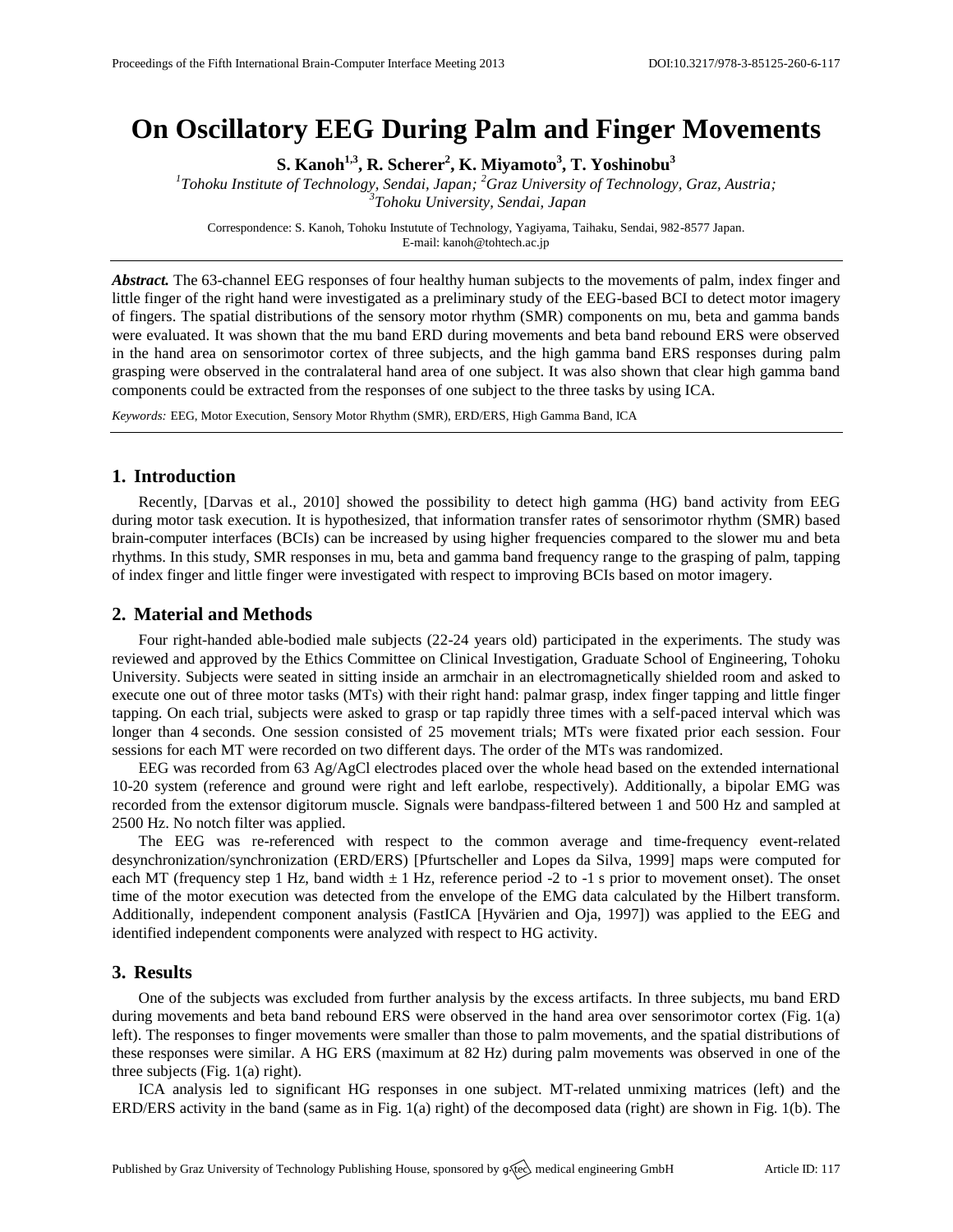# On Oscillatory EEG During Palm and Finger Movements

**S. Kanoh[1,3], R. Scherer[2], K. Miyamoto[3], T. Yoshinobu[3]**

[1]*Tohoku Institute of Technology, Sendai, Japan;* [2]*Graz University of Technology, Graz, Austria;* [3]*Tohoku University, Sendai, Japan*

Correspondence: S. Kanoh, Tohoku Instutute of Technology, Yagiyama, Taihaku, Sendai, 982-8577 Japan.
E-mail: kanoh@tohtech.ac.jp

***Abstract.*** The 63-channel EEG responses of four healthy human subjects to the movements of palm, index finger and little finger of the right hand were investigated as a preliminary study of the EEG-based BCI to detect motor imagery of fingers. The spatial distributions of the sensory motor rhythm (SMR) components on mu, beta and gamma bands were evaluated. It was shown that the mu band ERD during movements and beta band rebound ERS were observed in the hand area on sensorimotor cortex of three subjects, and the high gamma band ERS responses during palm grasping were observed in the contralateral hand area of one subject. It was also shown that clear high gamma band components could be extracted from the responses of one subject to the three tasks by using ICA.

*Keywords:* EEG, Motor Execution, Sensory Motor Rhythm (SMR), ERD/ERS, High Gamma Band, ICA

## 1. Introduction

Recently, [Darvas et al., 2010] showed the possibility to detect high gamma (HG) band activity from EEG during motor task execution. It is hypothesized, that information transfer rates of sensorimotor rhythm (SMR) based brain-computer interfaces (BCIs) can be increased by using higher frequencies compared to the slower mu and beta rhythms. In this study, SMR responses in mu, beta and gamma band frequency range to the grasping of palm, tapping of index finger and little finger were investigated with respect to improving BCIs based on motor imagery.

## 2. Material and Methods

Four right-handed able-bodied male subjects (22-24 years old) participated in the experiments. The study was reviewed and approved by the Ethics Committee on Clinical Investigation, Graduate School of Engineering, Tohoku University. Subjects were seated in sitting inside an armchair in an electromagnetically shielded room and asked to execute one out of three motor tasks (MTs) with their right hand: palmar grasp, index finger tapping and little finger tapping. On each trial, subjects were asked to grasp or tap rapidly three times with a self-paced interval which was longer than 4 seconds. One session consisted of 25 movement trials; MTs were fixated prior each session. Four sessions for each MT were recorded on two different days. The order of the MTs was randomized.

EEG was recorded from 63 Ag/AgCl electrodes placed over the whole head based on the extended international 10-20 system (reference and ground were right and left earlobe, respectively). Additionally, a bipolar EMG was recorded from the extensor digitorum muscle. Signals were bandpass-filtered between 1 and 500 Hz and sampled at 2500 Hz. No notch filter was applied.

The EEG was re-referenced with respect to the common average and time-frequency event-related desynchronization/synchronization (ERD/ERS) [Pfurtscheller and Lopes da Silva, 1999] maps were computed for each MT (frequency step 1 Hz, band width $\pm$ 1 Hz, reference period -2 to -1 s prior to movement onset). The onset time of the motor execution was detected from the envelope of the EMG data calculated by the Hilbert transform. Additionally, independent component analysis (FastICA [Hyvärien and Oja, 1997]) was applied to the EEG and identified independent components were analyzed with respect to HG activity.

## 3. Results

One of the subjects was excluded from further analysis by the excess artifacts. In three subjects, mu band ERD during movements and beta band rebound ERS were observed in the hand area over sensorimotor cortex (Fig. 1(a) left). The responses to finger movements were smaller than those to palm movements, and the spatial distributions of these responses were similar. A HG ERS (maximum at 82 Hz) during palm movements was observed in one of the three subjects (Fig. 1(a) right).

ICA analysis led to significant HG responses in one subject. MT-related unmixing matrices (left) and the ERD/ERS activity in the band (same as in Fig. 1(a) right) of the decomposed data (right) are shown in Fig. 1(b). The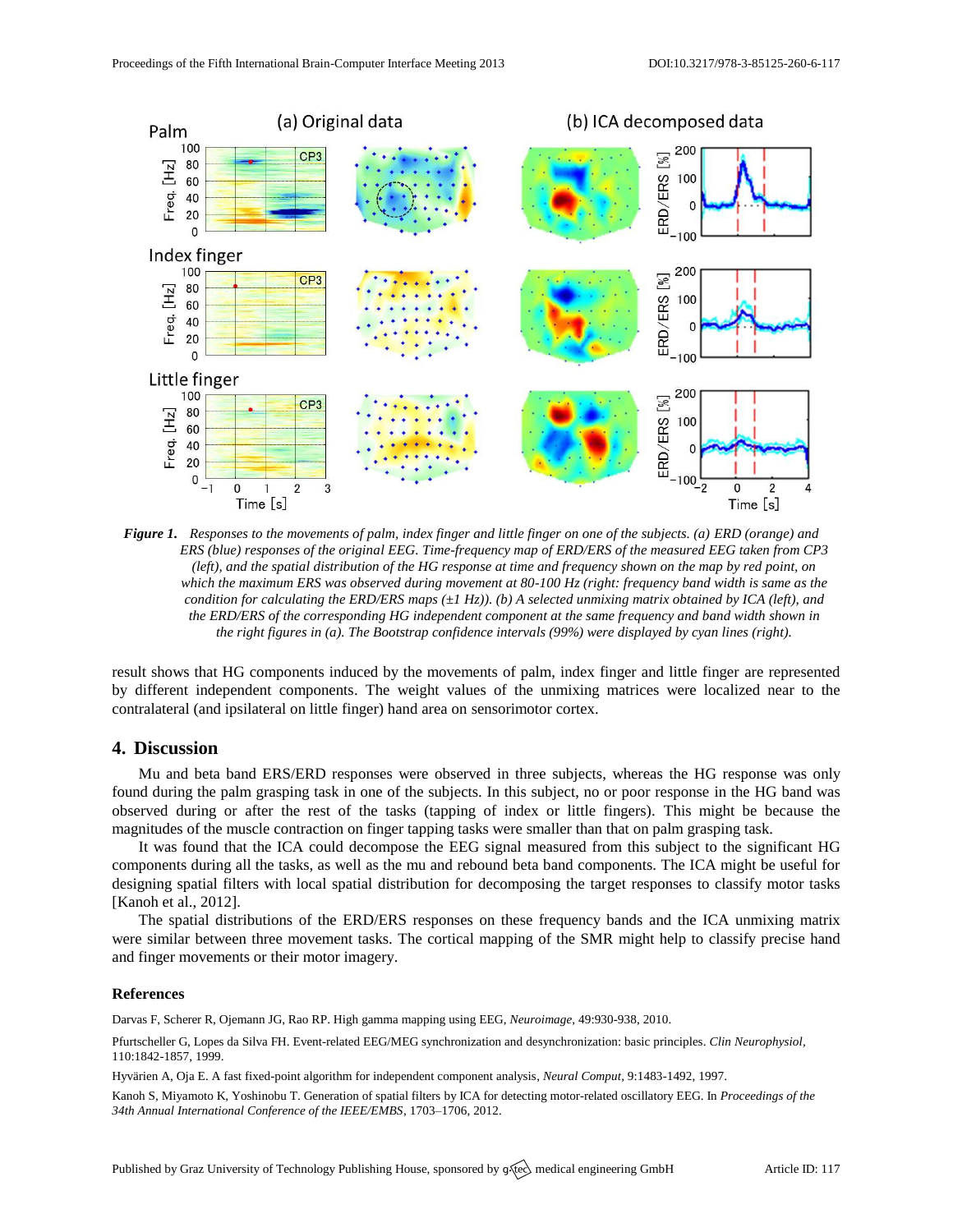(a) Original data

(b) ICA decomposed data

Palm

Index finger

Little finger

Freq. [Hz]

100
80
60
40
20
0

CP3

-1 0 1 2 3

Time [s]

ERD/ERS [%]

200
100
0
−100

−2 0 2 4

Time [s]

***Figure 1.*** *Responses to the movements of palm, index finger and little finger on one of the subjects. (a) ERD (orange) and ERS (blue) responses of the original EEG. Time-frequency map of ERD/ERS of the measured EEG taken from CP3 (left), and the spatial distribution of the HG response at time and frequency shown on the map by red point, on which the maximum ERS was observed during movement at 80-100 Hz (right: frequency band width is same as the condition for calculating the ERD/ERS maps (±1 Hz)). (b) A selected unmixing matrix obtained by ICA (left), and the ERD/ERS of the corresponding HG independent component at the same frequency and band width shown in the right figures in (a). The Bootstrap confidence intervals (99%) were displayed by cyan lines (right).*

result shows that HG components induced by the movements of palm, index finger and little finger are represented by different independent components. The weight values of the unmixing matrices were localized near to the contralateral (and ipsilateral on little finger) hand area on sensorimotor cortex.

## 4. Discussion

Mu and beta band ERS/ERD responses were observed in three subjects, whereas the HG response was only found during the palm grasping task in one of the subjects. In this subject, no or poor response in the HG band was observed during or after the rest of the tasks (tapping of index or little fingers). This might be because the magnitudes of the muscle contraction on finger tapping tasks were smaller than that on palm grasping task.

It was found that the ICA could decompose the EEG signal measured from this subject to the significant HG components during all the tasks, as well as the mu and rebound beta band components. The ICA might be useful for designing spatial filters with local spatial distribution for decomposing the target responses to classify motor tasks [Kanoh et al., 2012].

The spatial distributions of the ERD/ERS responses on these frequency bands and the ICA unmixing matrix were similar between three movement tasks. The cortical mapping of the SMR might help to classify precise hand and finger movements or their motor imagery.

### References

Darvas F, Scherer R, Ojemann JG, Rao RP. High gamma mapping using EEG, *Neuroimage*, 49:930-938, 2010.

Pfurtscheller G, Lopes da Silva FH. Event-related EEG/MEG synchronization and desynchronization: basic principles. *Clin Neurophysiol*, 110:1842-1857, 1999.

Hyvärien A, Oja E. A fast fixed-point algorithm for independent component analysis, *Neural Comput*, 9:1483-1492, 1997.

Kanoh S, Miyamoto K, Yoshinobu T. Generation of spatial filters by ICA for detecting motor-related oscillatory EEG. In *Proceedings of the 34th Annual International Conference of the IEEE/EMBS*, 1703–1706, 2012.